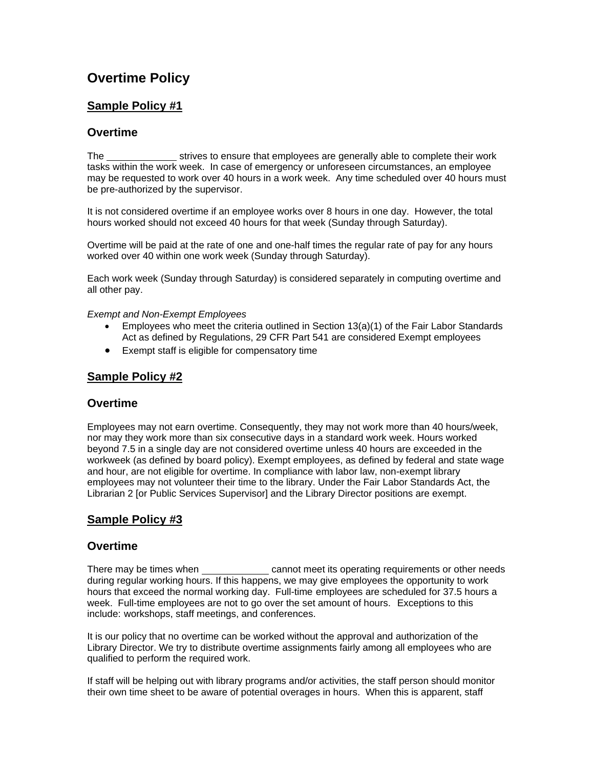# Overtime Policy

## Sample Policy #1

### Overtime

The _____________ strives to ensure that employees are generally able to complete their work tasks within the work week. In case of emergency or unforeseen circumstances, an employee may be requested to work over 40 hours in a work week. Any time scheduled over 40 hours must be pre-authorized by the supervisor.

It is not considered overtime if an employee works over 8 hours in one day. However, the total hours worked should not exceed 40 hours for that week (Sunday through Saturday).

Overtime will be paid at the rate of one and one-half times the regular rate of pay for any hours worked over 40 within one work week (Sunday through Saturday).

Each work week (Sunday through Saturday) is considered separately in computing overtime and all other pay.

*Exempt and Non-Exempt Employees*

- Employees who meet the criteria outlined in Section 13(a)(1) of the Fair Labor Standards Act as defined by Regulations, 29 CFR Part 541 are considered Exempt employees
- Exempt staff is eligible for compensatory time

## Sample Policy #2

### Overtime

Employees may not earn overtime. Consequently, they may not work more than 40 hours/week, nor may they work more than six consecutive days in a standard work week. Hours worked beyond 7.5 in a single day are not considered overtime unless 40 hours are exceeded in the workweek (as defined by board policy). Exempt employees, as defined by federal and state wage and hour, are not eligible for overtime. In compliance with labor law, non-exempt library employees may not volunteer their time to the library. Under the Fair Labor Standards Act, the Librarian 2 [or Public Services Supervisor] and the Library Director positions are exempt.

## Sample Policy #3

### Overtime

There may be times when ____________ cannot meet its operating requirements or other needs during regular working hours. If this happens, we may give employees the opportunity to work hours that exceed the normal working day. Full-time employees are scheduled for 37.5 hours a week. Full-time employees are not to go over the set amount of hours. Exceptions to this include: workshops, staff meetings, and conferences.

It is our policy that no overtime can be worked without the approval and authorization of the Library Director. We try to distribute overtime assignments fairly among all employees who are qualified to perform the required work.

If staff will be helping out with library programs and/or activities, the staff person should monitor their own time sheet to be aware of potential overages in hours. When this is apparent, staff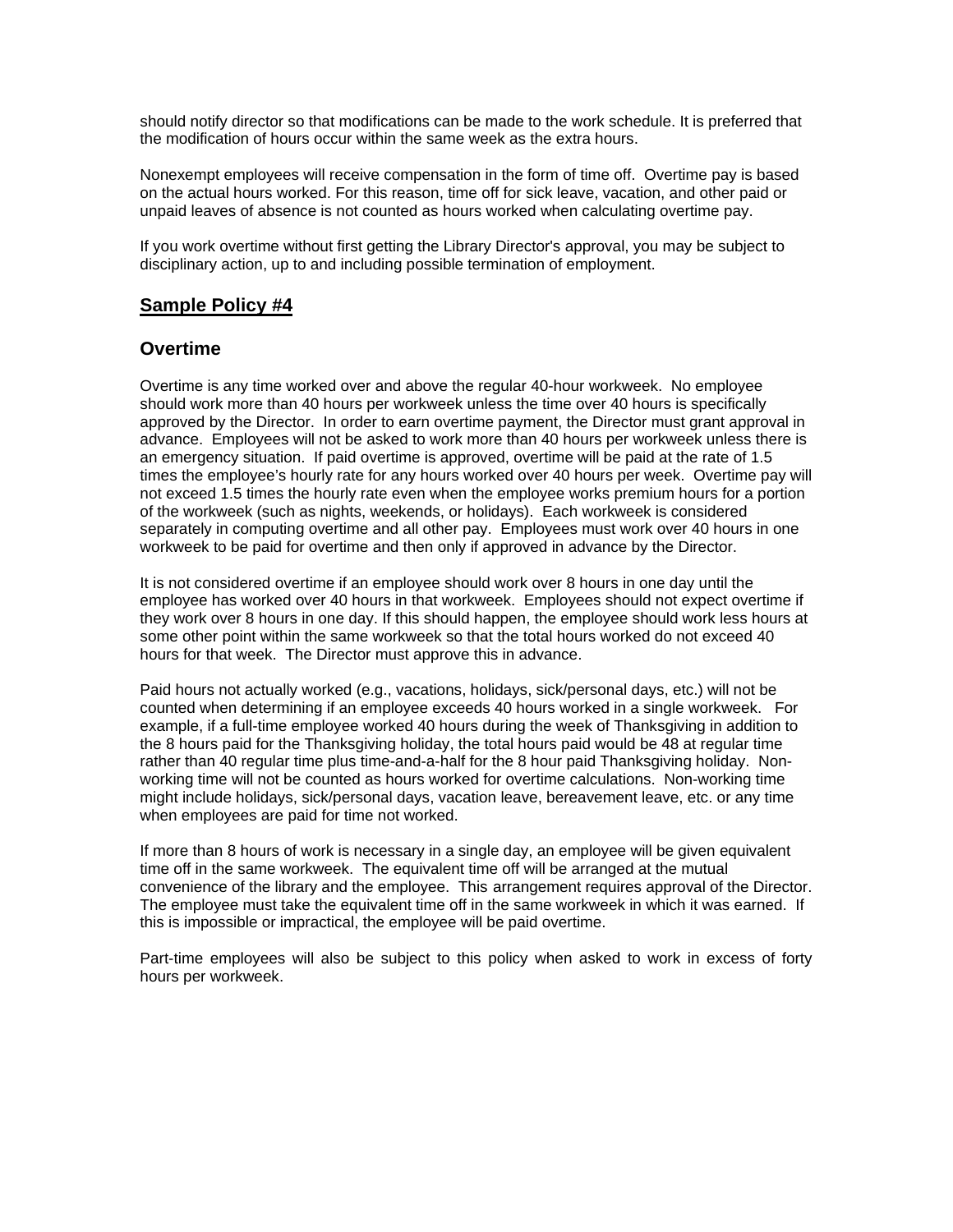should notify director so that modifications can be made to the work schedule. It is preferred that the modification of hours occur within the same week as the extra hours.

Nonexempt employees will receive compensation in the form of time off. Overtime pay is based on the actual hours worked. For this reason, time off for sick leave, vacation, and other paid or unpaid leaves of absence is not counted as hours worked when calculating overtime pay.

If you work overtime without first getting the Library Director's approval, you may be subject to disciplinary action, up to and including possible termination of employment.

## **Sample Policy #4**

### Overtime

Overtime is any time worked over and above the regular 40-hour workweek. No employee should work more than 40 hours per workweek unless the time over 40 hours is specifically approved by the Director. In order to earn overtime payment, the Director must grant approval in advance. Employees will not be asked to work more than 40 hours per workweek unless there is an emergency situation. If paid overtime is approved, overtime will be paid at the rate of 1.5 times the employee's hourly rate for any hours worked over 40 hours per week. Overtime pay will not exceed 1.5 times the hourly rate even when the employee works premium hours for a portion of the workweek (such as nights, weekends, or holidays). Each workweek is considered separately in computing overtime and all other pay. Employees must work over 40 hours in one workweek to be paid for overtime and then only if approved in advance by the Director.

It is not considered overtime if an employee should work over 8 hours in one day until the employee has worked over 40 hours in that workweek. Employees should not expect overtime if they work over 8 hours in one day. If this should happen, the employee should work less hours at some other point within the same workweek so that the total hours worked do not exceed 40 hours for that week. The Director must approve this in advance.

Paid hours not actually worked (e.g., vacations, holidays, sick/personal days, etc.) will not be counted when determining if an employee exceeds 40 hours worked in a single workweek. For example, if a full-time employee worked 40 hours during the week of Thanksgiving in addition to the 8 hours paid for the Thanksgiving holiday, the total hours paid would be 48 at regular time rather than 40 regular time plus time-and-a-half for the 8 hour paid Thanksgiving holiday. Non-working time will not be counted as hours worked for overtime calculations. Non-working time might include holidays, sick/personal days, vacation leave, bereavement leave, etc. or any time when employees are paid for time not worked.

If more than 8 hours of work is necessary in a single day, an employee will be given equivalent time off in the same workweek. The equivalent time off will be arranged at the mutual convenience of the library and the employee. This arrangement requires approval of the Director. The employee must take the equivalent time off in the same workweek in which it was earned. If this is impossible or impractical, the employee will be paid overtime.

Part-time employees will also be subject to this policy when asked to work in excess of forty hours per workweek.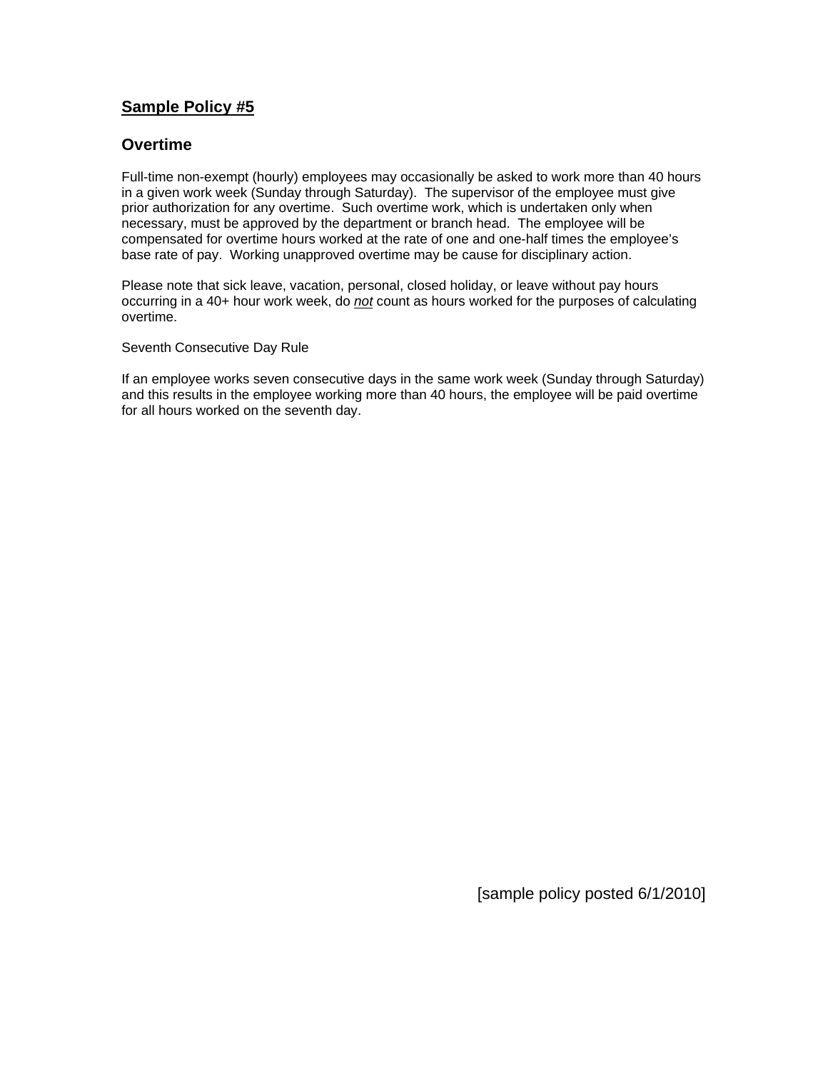**Sample Policy #5**

## Overtime

Full-time non-exempt (hourly) employees may occasionally be asked to work more than 40 hours in a given work week (Sunday through Saturday). The supervisor of the employee must give prior authorization for any overtime. Such overtime work, which is undertaken only when necessary, must be approved by the department or branch head. The employee will be compensated for overtime hours worked at the rate of one and one-half times the employee's base rate of pay. Working unapproved overtime may be cause for disciplinary action.

Please note that sick leave, vacation, personal, closed holiday, or leave without pay hours occurring in a 40+ hour work week, do *not* count as hours worked for the purposes of calculating overtime.

Seventh Consecutive Day Rule

If an employee works seven consecutive days in the same work week (Sunday through Saturday) and this results in the employee working more than 40 hours, the employee will be paid overtime for all hours worked on the seventh day.

[sample policy posted 6/1/2010]